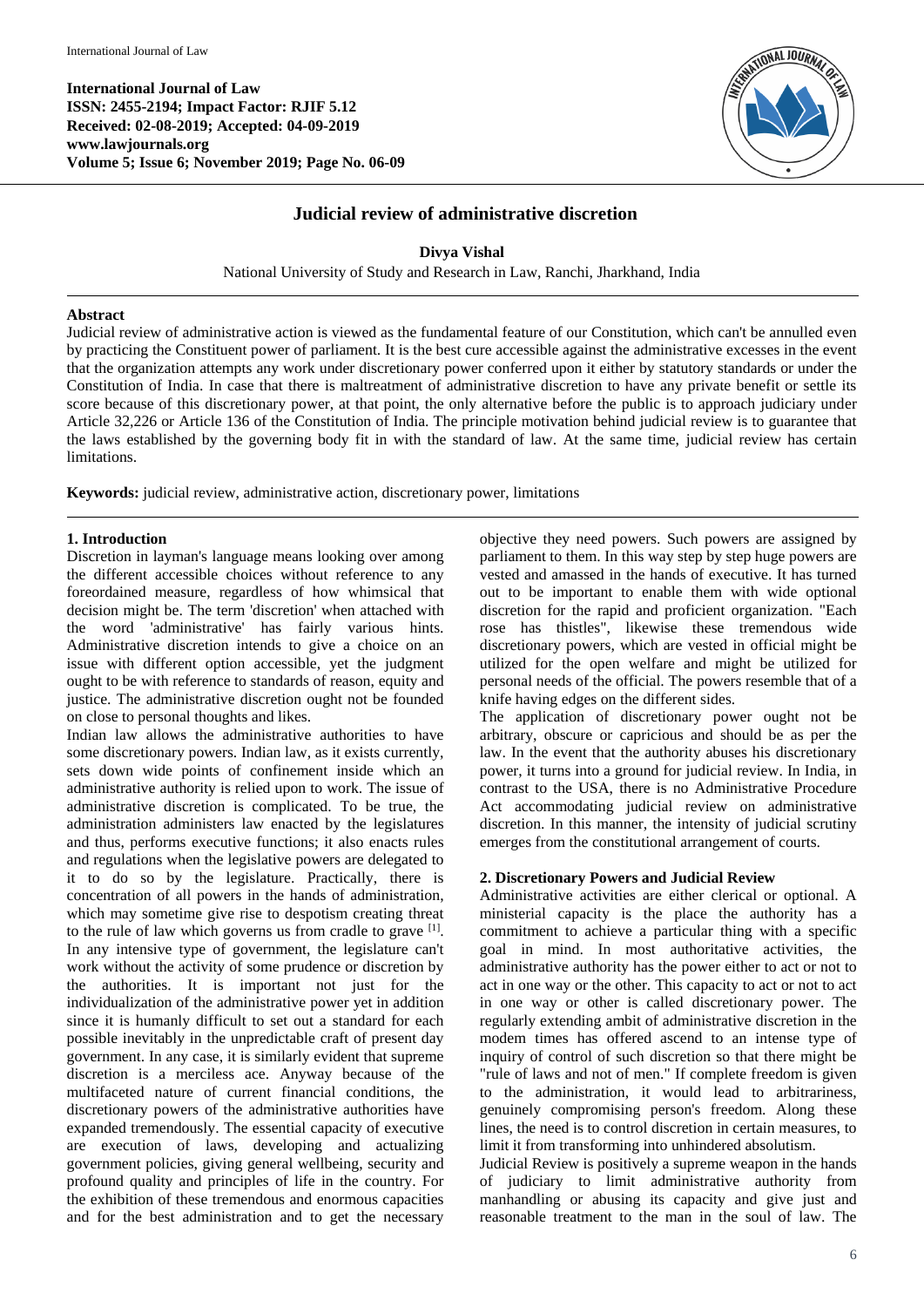International Journal of Law
**ISSN: 2455-2194; Impact Factor: RJIF 5.12**
**Received: 02-08-2019; Accepted: 04-09-2019**
**www.lawjournals.org**
**Volume 5; Issue 6; November 2019; Page No. 06-09**

# Judicial review of administrative discretion

**Divya Vishal**

National University of Study and Research in Law, Ranchi, Jharkhand, India

**Abstract**

Judicial review of administrative action is viewed as the fundamental feature of our Constitution, which can't be annulled even by practicing the Constituent power of parliament. It is the best cure accessible against the administrative excesses in the event that the organization attempts any work under discretionary power conferred upon it either by statutory standards or under the Constitution of India. In case that there is maltreatment of administrative discretion to have any private benefit or settle its score because of this discretionary power, at that point, the only alternative before the public is to approach judiciary under Article 32,226 or Article 136 of the Constitution of India. The principle motivation behind judicial review is to guarantee that the laws established by the governing body fit in with the standard of law. At the same time, judicial review has certain limitations.

**Keywords:** judicial review, administrative action, discretionary power, limitations

## 1. Introduction

Discretion in layman's language means looking over among the different accessible choices without reference to any foreordained measure, regardless of how whimsical that decision might be. The term 'discretion' when attached with the word 'administrative' has fairly various hints. Administrative discretion intends to give a choice on an issue with different option accessible, yet the judgment ought to be with reference to standards of reason, equity and justice. The administrative discretion ought not be founded on close to personal thoughts and likes.

Indian law allows the administrative authorities to have some discretionary powers. Indian law, as it exists currently, sets down wide points of confinement inside which an administrative authority is relied upon to work. The issue of administrative discretion is complicated. To be true, the administration administers law enacted by the legislatures and thus, performs executive functions; it also enacts rules and regulations when the legislative powers are delegated to it to do so by the legislature. Practically, there is concentration of all powers in the hands of administration, which may sometime give rise to despotism creating threat to the rule of law which governs us from cradle to grave [1]. In any intensive type of government, the legislature can't work without the activity of some prudence or discretion by the authorities. It is important not just for the individualization of the administrative power yet in addition since it is humanly difficult to set out a standard for each possible inevitably in the unpredictable craft of present day government. In any case, it is similarly evident that supreme discretion is a merciless ace. Anyway because of the multifaceted nature of current financial conditions, the discretionary powers of the administrative authorities have expanded tremendously. The essential capacity of executive are execution of laws, developing and actualizing government policies, giving general wellbeing, security and profound quality and principles of life in the country. For the exhibition of these tremendous and enormous capacities and for the best administration and to get the necessary objective they need powers. Such powers are assigned by parliament to them. In this way step by step huge powers are vested and amassed in the hands of executive. It has turned out to be important to enable them with wide optional discretion for the rapid and proficient organization. "Each rose has thistles", likewise these tremendous wide discretionary powers, which are vested in official might be utilized for the open welfare and might be utilized for personal needs of the official. The powers resemble that of a knife having edges on the different sides.

The application of discretionary power ought not be arbitrary, obscure or capricious and should be as per the law. In the event that the authority abuses his discretionary power, it turns into a ground for judicial review. In India, in contrast to the USA, there is no Administrative Procedure Act accommodating judicial review on administrative discretion. In this manner, the intensity of judicial scrutiny emerges from the constitutional arrangement of courts.

## 2. Discretionary Powers and Judicial Review

Administrative activities are either clerical or optional. A ministerial capacity is the place the authority has a commitment to achieve a particular thing with a specific goal in mind. In most authoritative activities, the administrative authority has the power either to act or not to act in one way or the other. This capacity to act or not to act in one way or other is called discretionary power. The regularly extending ambit of administrative discretion in the modem times has offered ascend to an intense type of inquiry of control of such discretion so that there might be "rule of laws and not of men." If complete freedom is given to the administration, it would lead to arbitrariness, genuinely compromising person's freedom. Along these lines, the need is to control discretion in certain measures, to limit it from transforming into unhindered absolutism.

Judicial Review is positively a supreme weapon in the hands of judiciary to limit administrative authority from manhandling or abusing its capacity and give just and reasonable treatment to the man in the soul of law. The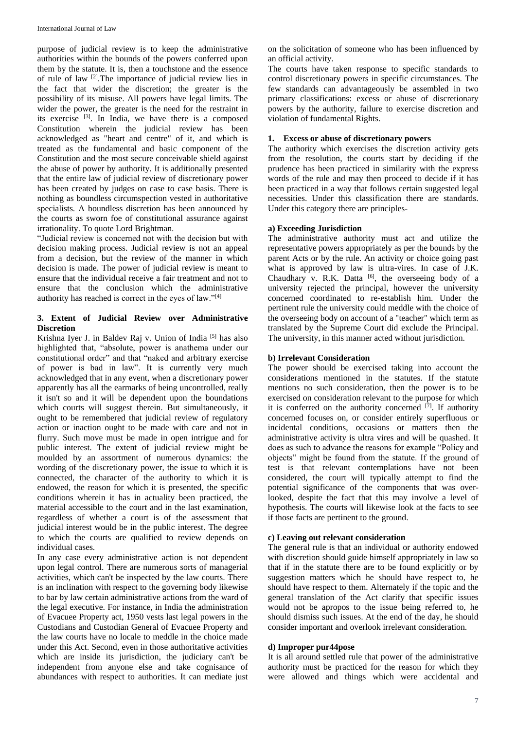purpose of judicial review is to keep the administrative authorities within the bounds of the powers conferred upon them by the statute. It is, then a touchstone and the essence of rule of law [2].The importance of judicial review lies in the fact that wider the discretion; the greater is the possibility of its misuse. All powers have legal limits. The wider the power, the greater is the need for the restraint in its exercise [3]. In India, we have there is a composed Constitution wherein the judicial review has been acknowledged as "heart and centre" of it, and which is treated as the fundamental and basic component of the Constitution and the most secure conceivable shield against the abuse of power by authority. It is additionally presented that the entire law of judicial review of discretionary power has been created by judges on case to case basis. There is nothing as boundless circumspection vested in authoritative specialists. A boundless discretion has been announced by the courts as sworn foe of constitutional assurance against irrationality. To quote Lord Brightman.

"Judicial review is concerned not with the decision but with decision making process. Judicial review is not an appeal from a decision, but the review of the manner in which decision is made. The power of judicial review is meant to ensure that the individual receive a fair treatment and not to ensure that the conclusion which the administrative authority has reached is correct in the eyes of law."[4]

## 3. Extent of Judicial Review over Administrative Discretion

Krishna Iyer J. in Baldev Raj v. Union of India [5] has also highlighted that, "absolute, power is anathema under our constitutional order" and that "naked and arbitrary exercise of power is bad in law". It is currently very much acknowledged that in any event, when a discretionary power apparently has all the earmarks of being uncontrolled, really it isn't so and it will be dependent upon the boundations which courts will suggest therein. But simultaneously, it ought to be remembered that judicial review of regulatory action or inaction ought to be made with care and not in flurry. Such move must be made in open intrigue and for public interest. The extent of judicial review might be moulded by an assortment of numerous dynamics: the wording of the discretionary power, the issue to which it is connected, the character of the authority to which it is endowed, the reason for which it is presented, the specific conditions wherein it has in actuality been practiced, the material accessible to the court and in the last examination, regardless of whether a court is of the assessment that judicial interest would be in the public interest. The degree to which the courts are qualified to review depends on individual cases.

In any case every administrative action is not dependent upon legal control. There are numerous sorts of managerial activities, which can't be inspected by the law courts. There is an inclination with respect to the governing body likewise to bar by law certain administrative actions from the ward of the legal executive. For instance, in India the administration of Evacuee Property act, 1950 vests last legal powers in the Custodians and Custodian General of Evacuee Property and the law courts have no locale to meddle in the choice made under this Act. Second, even in those authoritative activities which are inside its jurisdiction, the judiciary can't be independent from anyone else and take cognisance of abundances with respect to authorities. It can mediate just on the solicitation of someone who has been influenced by an official activity.

The courts have taken response to specific standards to control discretionary powers in specific circumstances. The few standards can advantageously be assembled in two primary classifications: excess or abuse of discretionary powers by the authority, failure to exercise discretion and violation of fundamental Rights.

### 1. Excess or abuse of discretionary powers

The authority which exercises the discretion activity gets from the resolution, the courts start by deciding if the prudence has been practiced in similarity with the express words of the rule and may then proceed to decide if it has been practiced in a way that follows certain suggested legal necessities. Under this classification there are standards. Under this category there are principles-

#### a) Exceeding Jurisdiction

The administrative authority must act and utilize the representative powers appropriately as per the bounds by the parent Acts or by the rule. An activity or choice going past what is approved by law is ultra-vires. In case of J.K. Chaudhary v. R.K. Datta [6], the overseeing body of a university rejected the principal, however the university concerned coordinated to re-establish him. Under the pertinent rule the university could meddle with the choice of the overseeing body on account of a "teacher" which term as translated by the Supreme Court did exclude the Principal. The university, in this manner acted without jurisdiction.

#### b) Irrelevant Consideration

The power should be exercised taking into account the considerations mentioned in the statutes. If the statute mentions no such consideration, then the power is to be exercised on consideration relevant to the purpose for which it is conferred on the authority concerned [7]. If authority concerned focuses on, or consider entirely superfluous or incidental conditions, occasions or matters then the administrative activity is ultra vires and will be quashed. It does as such to advance the reasons for example "Policy and objects" might be found from the statute. If the ground of test is that relevant contemplations have not been considered, the court will typically attempt to find the potential significance of the components that was over-looked, despite the fact that this may involve a level of hypothesis. The courts will likewise look at the facts to see if those facts are pertinent to the ground.

#### c) Leaving out relevant consideration

The general rule is that an individual or authority endowed with discretion should guide himself appropriately in law so that if in the statute there are to be found explicitly or by suggestion matters which he should have respect to, he should have respect to them. Alternately if the topic and the general translation of the Act clarify that specific issues would not be apropos to the issue being referred to, he should dismiss such issues. At the end of the day, he should consider important and overlook irrelevant consideration.

#### d) Improper pur44pose

It is all around settled rule that power of the administrative authority must be practiced for the reason for which they were allowed and things which were accidental and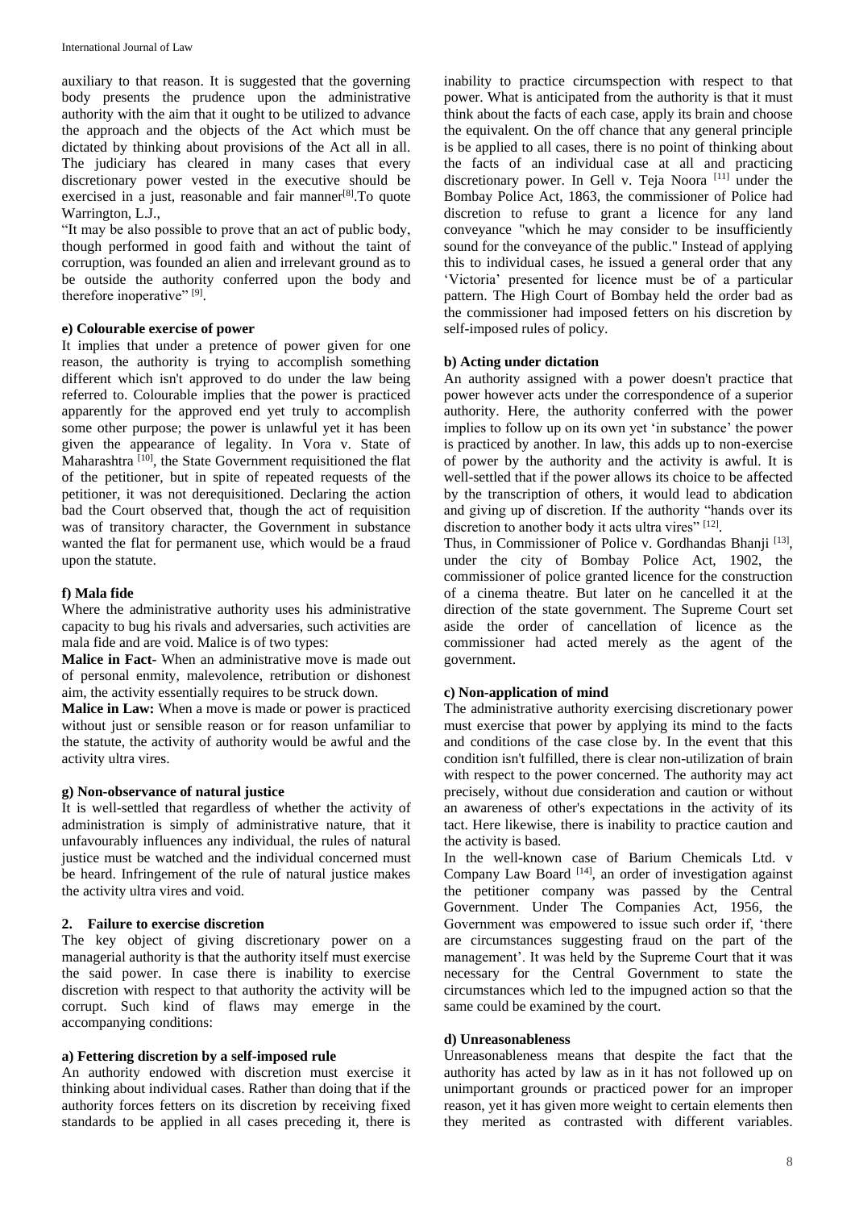auxiliary to that reason. It is suggested that the governing body presents the prudence upon the administrative authority with the aim that it ought to be utilized to advance the approach and the objects of the Act which must be dictated by thinking about provisions of the Act all in all. The judiciary has cleared in many cases that every discretionary power vested in the executive should be exercised in a just, reasonable and fair manner[8].To quote Warrington, L.J.,

"It may be also possible to prove that an act of public body, though performed in good faith and without the taint of corruption, was founded an alien and irrelevant ground as to be outside the authority conferred upon the body and therefore inoperative" [9].

**e) Colourable exercise of power**

It implies that under a pretence of power given for one reason, the authority is trying to accomplish something different which isn't approved to do under the law being referred to. Colourable implies that the power is practiced apparently for the approved end yet truly to accomplish some other purpose; the power is unlawful yet it has been given the appearance of legality. In Vora v. State of Maharashtra [10], the State Government requisitioned the flat of the petitioner, but in spite of repeated requests of the petitioner, it was not derequisitioned. Declaring the action bad the Court observed that, though the act of requisition was of transitory character, the Government in substance wanted the flat for permanent use, which would be a fraud upon the statute.

**f) Mala fide**

Where the administrative authority uses his administrative capacity to bug his rivals and adversaries, such activities are mala fide and are void. Malice is of two types:

**Malice in Fact-** When an administrative move is made out of personal enmity, malevolence, retribution or dishonest aim, the activity essentially requires to be struck down.

**Malice in Law:** When a move is made or power is practiced without just or sensible reason or for reason unfamiliar to the statute, the activity of authority would be awful and the activity ultra vires.

**g) Non-observance of natural justice**

It is well-settled that regardless of whether the activity of administration is simply of administrative nature, that it unfavourably influences any individual, the rules of natural justice must be watched and the individual concerned must be heard. Infringement of the rule of natural justice makes the activity ultra vires and void.

**2. Failure to exercise discretion**

The key object of giving discretionary power on a managerial authority is that the authority itself must exercise the said power. In case there is inability to exercise discretion with respect to that authority the activity will be corrupt. Such kind of flaws may emerge in the accompanying conditions:

**a) Fettering discretion by a self-imposed rule**

An authority endowed with discretion must exercise it thinking about individual cases. Rather than doing that if the authority forces fetters on its discretion by receiving fixed standards to be applied in all cases preceding it, there is inability to practice circumspection with respect to that power. What is anticipated from the authority is that it must think about the facts of each case, apply its brain and choose the equivalent. On the off chance that any general principle is be applied to all cases, there is no point of thinking about the facts of an individual case at all and practicing discretionary power. In Gell v. Teja Noora [11] under the Bombay Police Act, 1863, the commissioner of Police had discretion to refuse to grant a licence for any land conveyance "which he may consider to be insufficiently sound for the conveyance of the public." Instead of applying this to individual cases, he issued a general order that any 'Victoria' presented for licence must be of a particular pattern. The High Court of Bombay held the order bad as the commissioner had imposed fetters on his discretion by self-imposed rules of policy.

**b) Acting under dictation**

An authority assigned with a power doesn't practice that power however acts under the correspondence of a superior authority. Here, the authority conferred with the power implies to follow up on its own yet 'in substance' the power is practiced by another. In law, this adds up to non-exercise of power by the authority and the activity is awful. It is well-settled that if the power allows its choice to be affected by the transcription of others, it would lead to abdication and giving up of discretion. If the authority "hands over its discretion to another body it acts ultra vires" [12].

Thus, in Commissioner of Police v. Gordhandas Bhanji [13], under the city of Bombay Police Act, 1902, the commissioner of police granted licence for the construction of a cinema theatre. But later on he cancelled it at the direction of the state government. The Supreme Court set aside the order of cancellation of licence as the commissioner had acted merely as the agent of the government.

**c) Non-application of mind**

The administrative authority exercising discretionary power must exercise that power by applying its mind to the facts and conditions of the case close by. In the event that this condition isn't fulfilled, there is clear non-utilization of brain with respect to the power concerned. The authority may act precisely, without due consideration and caution or without an awareness of other's expectations in the activity of its tact. Here likewise, there is inability to practice caution and the activity is based.

In the well-known case of Barium Chemicals Ltd. v Company Law Board [14], an order of investigation against the petitioner company was passed by the Central Government. Under The Companies Act, 1956, the Government was empowered to issue such order if, 'there are circumstances suggesting fraud on the part of the management'. It was held by the Supreme Court that it was necessary for the Central Government to state the circumstances which led to the impugned action so that the same could be examined by the court.

**d) Unreasonableness**

Unreasonableness means that despite the fact that the authority has acted by law as in it has not followed up on unimportant grounds or practiced power for an improper reason, yet it has given more weight to certain elements then they merited as contrasted with different variables.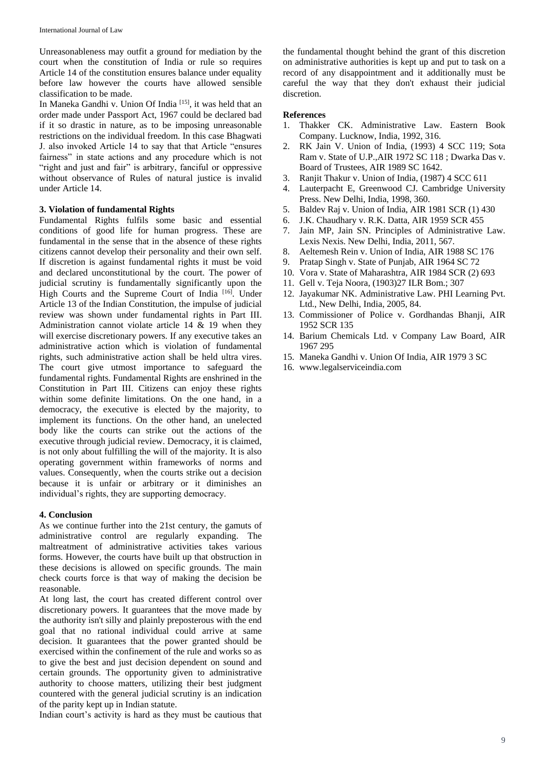Unreasonableness may outfit a ground for mediation by the court when the constitution of India or rule so requires Article 14 of the constitution ensures balance under equality before law however the courts have allowed sensible classification to be made.

In Maneka Gandhi v. Union Of India [15], it was held that an order made under Passport Act, 1967 could be declared bad if it so drastic in nature, as to be imposing unreasonable restrictions on the individual freedom. In this case Bhagwati J. also invoked Article 14 to say that that Article "ensures fairness" in state actions and any procedure which is not "right and just and fair" is arbitrary, fanciful or oppressive without observance of Rules of natural justice is invalid under Article 14.

### 3. Violation of fundamental Rights

Fundamental Rights fulfils some basic and essential conditions of good life for human progress. These are fundamental in the sense that in the absence of these rights citizens cannot develop their personality and their own self. If discretion is against fundamental rights it must be void and declared unconstitutional by the court. The power of judicial scrutiny is fundamentally significantly upon the High Courts and the Supreme Court of India [16]. Under Article 13 of the Indian Constitution, the impulse of judicial review was shown under fundamental rights in Part III. Administration cannot violate article 14 & 19 when they will exercise discretionary powers. If any executive takes an administrative action which is violation of fundamental rights, such administrative action shall be held ultra vires. The court give utmost importance to safeguard the fundamental rights. Fundamental Rights are enshrined in the Constitution in Part III. Citizens can enjoy these rights within some definite limitations. On the one hand, in a democracy, the executive is elected by the majority, to implement its functions. On the other hand, an unelected body like the courts can strike out the actions of the executive through judicial review. Democracy, it is claimed, is not only about fulfilling the will of the majority. It is also operating government within frameworks of norms and values. Consequently, when the courts strike out a decision because it is unfair or arbitrary or it diminishes an individual's rights, they are supporting democracy.

### 4. Conclusion

As we continue further into the 21st century, the gamuts of administrative control are regularly expanding. The maltreatment of administrative activities takes various forms. However, the courts have built up that obstruction in these decisions is allowed on specific grounds. The main check courts force is that way of making the decision be reasonable.

At long last, the court has created different control over discretionary powers. It guarantees that the move made by the authority isn't silly and plainly preposterous with the end goal that no rational individual could arrive at same decision. It guarantees that the power granted should be exercised within the confinement of the rule and works so as to give the best and just decision dependent on sound and certain grounds. The opportunity given to administrative authority to choose matters, utilizing their best judgment countered with the general judicial scrutiny is an indication of the parity kept up in Indian statute.

Indian court's activity is hard as they must be cautious that the fundamental thought behind the grant of this discretion on administrative authorities is kept up and put to task on a record of any disappointment and it additionally must be careful the way that they don't exhaust their judicial discretion.

### References

1. Thakker CK. Administrative Law. Eastern Book Company. Lucknow, India, 1992, 316.
2. RK Jain V. Union of India, (1993) 4 SCC 119; Sota Ram v. State of U.P.,AIR 1972 SC 118 ; Dwarka Das v. Board of Trustees, AIR 1989 SC 1642.
3. Ranjit Thakur v. Union of India, (1987) 4 SCC 611
4. Lauterpacht E, Greenwood CJ. Cambridge University Press. New Delhi, India, 1998, 360.
5. Baldev Raj v. Union of India, AIR 1981 SCR (1) 430
6. J.K. Chaudhary v. R.K. Datta, AIR 1959 SCR 455
7. Jain MP, Jain SN. Principles of Administrative Law. Lexis Nexis. New Delhi, India, 2011, 567.
8. Aeltemesh Rein v. Union of India, AIR 1988 SC 176
9. Pratap Singh v. State of Punjab, AIR 1964 SC 72
10. Vora v. State of Maharashtra, AIR 1984 SCR (2) 693
11. Gell v. Teja Noora, (1903)27 ILR Bom.; 307
12. Jayakumar NK. Administrative Law. PHI Learning Pvt. Ltd., New Delhi, India, 2005, 84.
13. Commissioner of Police v. Gordhandas Bhanji, AIR 1952 SCR 135
14. Barium Chemicals Ltd. v Company Law Board, AIR 1967 295
15. Maneka Gandhi v. Union Of India, AIR 1979 3 SC
16. www.legalserviceindia.com